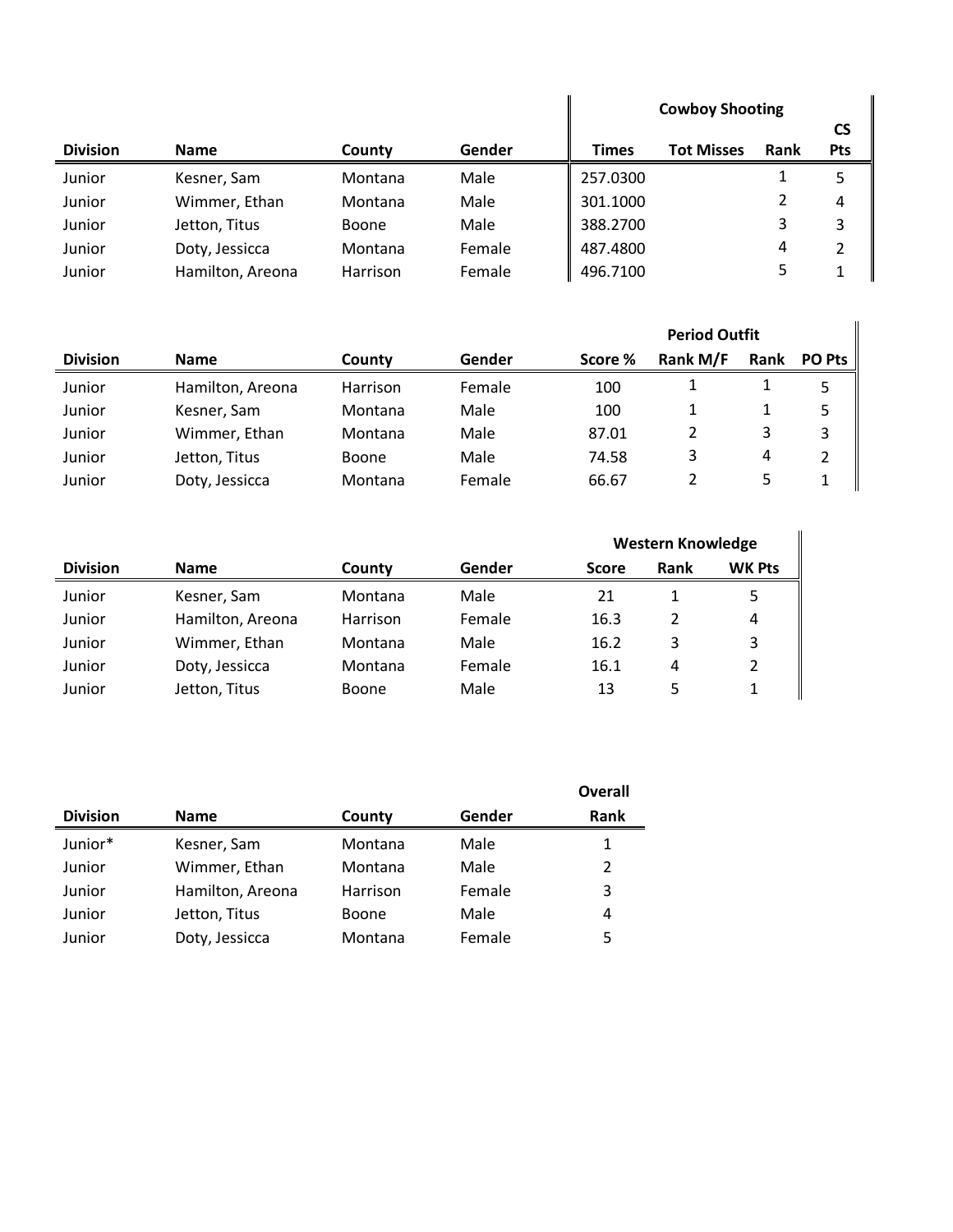| Division | Name | County | Gender | Cowboy Shooting | | | |
|---|---|---|---|---|---|---|---|
| | | | | Times | Tot Misses | Rank | CS Pts |
| Junior | Kesner, Sam | Montana | Male | 257.0300 | | 1 | 5 |
| Junior | Wimmer, Ethan | Montana | Male | 301.1000 | | 2 | 4 |
| Junior | Jetton, Titus | Boone | Male | 388.2700 | | 3 | 3 |
| Junior | Doty, Jessicca | Montana | Female | 487.4800 | | 4 | 2 |
| Junior | Hamilton, Areona | Harrison | Female | 496.7100 | | 5 | 1 |

| Division | Name | County | Gender | Period Outfit | | | |
|---|---|---|---|---|---|---|---|
| | | | | Score % | Rank M/F | Rank | PO Pts |
| Junior | Hamilton, Areona | Harrison | Female | 100 | 1 | 1 | 5 |
| Junior | Kesner, Sam | Montana | Male | 100 | 1 | 1 | 5 |
| Junior | Wimmer, Ethan | Montana | Male | 87.01 | 2 | 3 | 3 |
| Junior | Jetton, Titus | Boone | Male | 74.58 | 3 | 4 | 2 |
| Junior | Doty, Jessicca | Montana | Female | 66.67 | 2 | 5 | 1 |

| Division | Name | County | Gender | Western Knowledge | | |
|---|---|---|---|---|---|---|
| | | | | Score | Rank | WK Pts |
| Junior | Kesner, Sam | Montana | Male | 21 | 1 | 5 |
| Junior | Hamilton, Areona | Harrison | Female | 16.3 | 2 | 4 |
| Junior | Wimmer, Ethan | Montana | Male | 16.2 | 3 | 3 |
| Junior | Doty, Jessicca | Montana | Female | 16.1 | 4 | 2 |
| Junior | Jetton, Titus | Boone | Male | 13 | 5 | 1 |

| Division | Name | County | Gender | Overall Rank |
|---|---|---|---|---|
| Junior* | Kesner, Sam | Montana | Male | 1 |
| Junior | Wimmer, Ethan | Montana | Male | 2 |
| Junior | Hamilton, Areona | Harrison | Female | 3 |
| Junior | Jetton, Titus | Boone | Male | 4 |
| Junior | Doty, Jessicca | Montana | Female | 5 |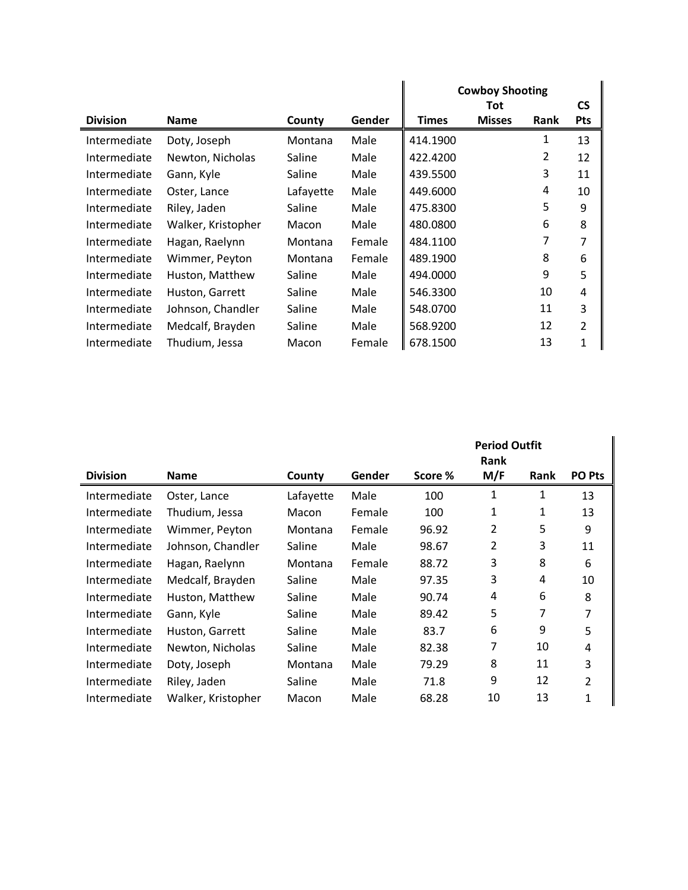| Division | Name | County | Gender | Cowboy Shooting | | | |
|---|---|---|---|---|---|---|---|
| | | | | Times | Tot Misses | Rank | CS Pts |
| Intermediate | Doty, Joseph | Montana | Male | 414.1900 | | 1 | 13 |
| Intermediate | Newton, Nicholas | Saline | Male | 422.4200 | | 2 | 12 |
| Intermediate | Gann, Kyle | Saline | Male | 439.5500 | | 3 | 11 |
| Intermediate | Oster, Lance | Lafayette | Male | 449.6000 | | 4 | 10 |
| Intermediate | Riley, Jaden | Saline | Male | 475.8300 | | 5 | 9 |
| Intermediate | Walker, Kristopher | Macon | Male | 480.0800 | | 6 | 8 |
| Intermediate | Hagan, Raelynn | Montana | Female | 484.1100 | | 7 | 7 |
| Intermediate | Wimmer, Peyton | Montana | Female | 489.1900 | | 8 | 6 |
| Intermediate | Huston, Matthew | Saline | Male | 494.0000 | | 9 | 5 |
| Intermediate | Huston, Garrett | Saline | Male | 546.3300 | | 10 | 4 |
| Intermediate | Johnson, Chandler | Saline | Male | 548.0700 | | 11 | 3 |
| Intermediate | Medcalf, Brayden | Saline | Male | 568.9200 | | 12 | 2 |
| Intermediate | Thudium, Jessa | Macon | Female | 678.1500 | | 13 | 1 |

| Division | Name | County | Gender | Period Outfit | | | |
|---|---|---|---|---|---|---|---|
| | | | | Score % | Rank M/F | Rank | PO Pts |
| Intermediate | Oster, Lance | Lafayette | Male | 100 | 1 | 1 | 13 |
| Intermediate | Thudium, Jessa | Macon | Female | 100 | 1 | 1 | 13 |
| Intermediate | Wimmer, Peyton | Montana | Female | 96.92 | 2 | 5 | 9 |
| Intermediate | Johnson, Chandler | Saline | Male | 98.67 | 2 | 3 | 11 |
| Intermediate | Hagan, Raelynn | Montana | Female | 88.72 | 3 | 8 | 6 |
| Intermediate | Medcalf, Brayden | Saline | Male | 97.35 | 3 | 4 | 10 |
| Intermediate | Huston, Matthew | Saline | Male | 90.74 | 4 | 6 | 8 |
| Intermediate | Gann, Kyle | Saline | Male | 89.42 | 5 | 7 | 7 |
| Intermediate | Huston, Garrett | Saline | Male | 83.7 | 6 | 9 | 5 |
| Intermediate | Newton, Nicholas | Saline | Male | 82.38 | 7 | 10 | 4 |
| Intermediate | Doty, Joseph | Montana | Male | 79.29 | 8 | 11 | 3 |
| Intermediate | Riley, Jaden | Saline | Male | 71.8 | 9 | 12 | 2 |
| Intermediate | Walker, Kristopher | Macon | Male | 68.28 | 10 | 13 | 1 |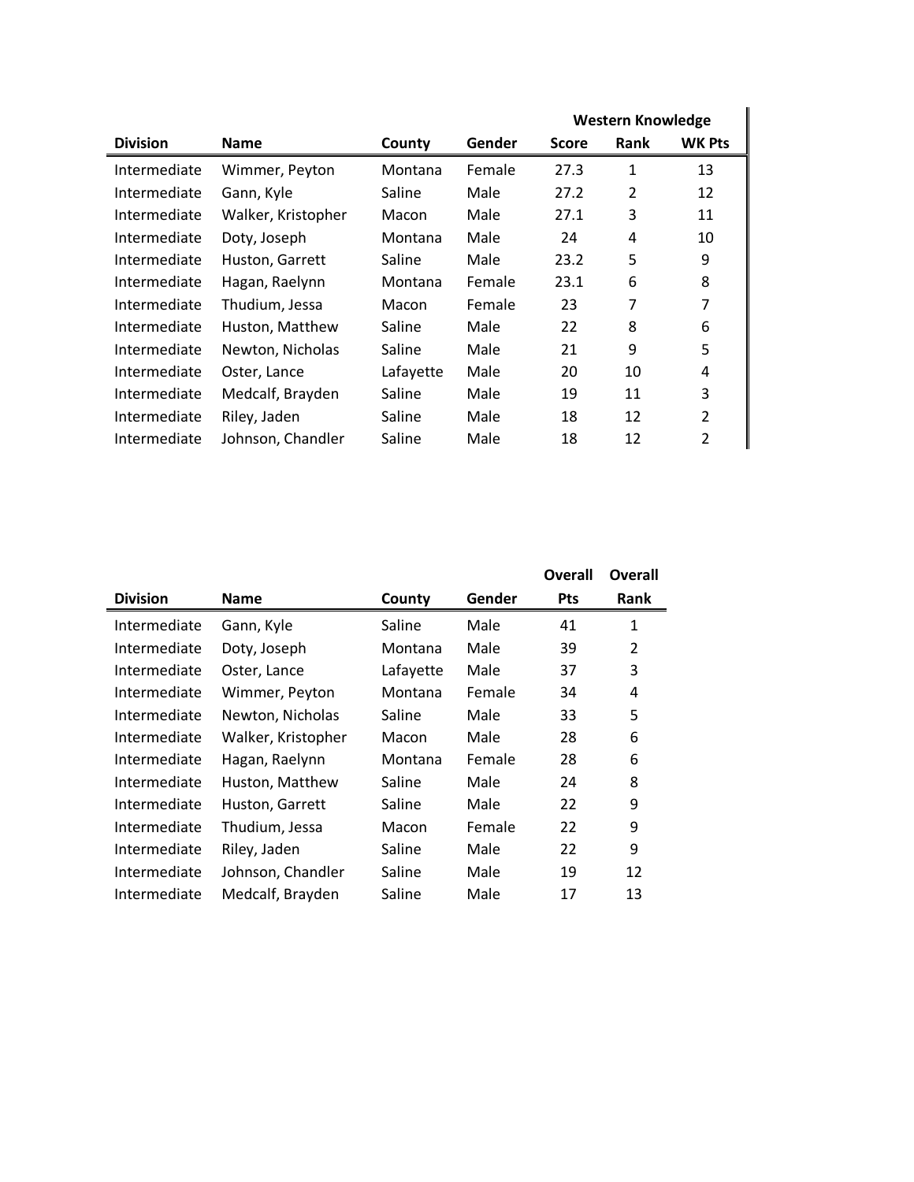| Division | Name | County | Gender | Western Knowledge | | |
|---|---|---|---|---|---|---|
| | | | | Score | Rank | WK Pts |
| Intermediate | Wimmer, Peyton | Montana | Female | 27.3 | 1 | 13 |
| Intermediate | Gann, Kyle | Saline | Male | 27.2 | 2 | 12 |
| Intermediate | Walker, Kristopher | Macon | Male | 27.1 | 3 | 11 |
| Intermediate | Doty, Joseph | Montana | Male | 24 | 4 | 10 |
| Intermediate | Huston, Garrett | Saline | Male | 23.2 | 5 | 9 |
| Intermediate | Hagan, Raelynn | Montana | Female | 23.1 | 6 | 8 |
| Intermediate | Thudium, Jessa | Macon | Female | 23 | 7 | 7 |
| Intermediate | Huston, Matthew | Saline | Male | 22 | 8 | 6 |
| Intermediate | Newton, Nicholas | Saline | Male | 21 | 9 | 5 |
| Intermediate | Oster, Lance | Lafayette | Male | 20 | 10 | 4 |
| Intermediate | Medcalf, Brayden | Saline | Male | 19 | 11 | 3 |
| Intermediate | Riley, Jaden | Saline | Male | 18 | 12 | 2 |
| Intermediate | Johnson, Chandler | Saline | Male | 18 | 12 | 2 |

| Division | Name | County | Gender | Overall Pts | Overall Rank |
|---|---|---|---|---|---|
| Intermediate | Gann, Kyle | Saline | Male | 41 | 1 |
| Intermediate | Doty, Joseph | Montana | Male | 39 | 2 |
| Intermediate | Oster, Lance | Lafayette | Male | 37 | 3 |
| Intermediate | Wimmer, Peyton | Montana | Female | 34 | 4 |
| Intermediate | Newton, Nicholas | Saline | Male | 33 | 5 |
| Intermediate | Walker, Kristopher | Macon | Male | 28 | 6 |
| Intermediate | Hagan, Raelynn | Montana | Female | 28 | 6 |
| Intermediate | Huston, Matthew | Saline | Male | 24 | 8 |
| Intermediate | Huston, Garrett | Saline | Male | 22 | 9 |
| Intermediate | Thudium, Jessa | Macon | Female | 22 | 9 |
| Intermediate | Riley, Jaden | Saline | Male | 22 | 9 |
| Intermediate | Johnson, Chandler | Saline | Male | 19 | 12 |
| Intermediate | Medcalf, Brayden | Saline | Male | 17 | 13 |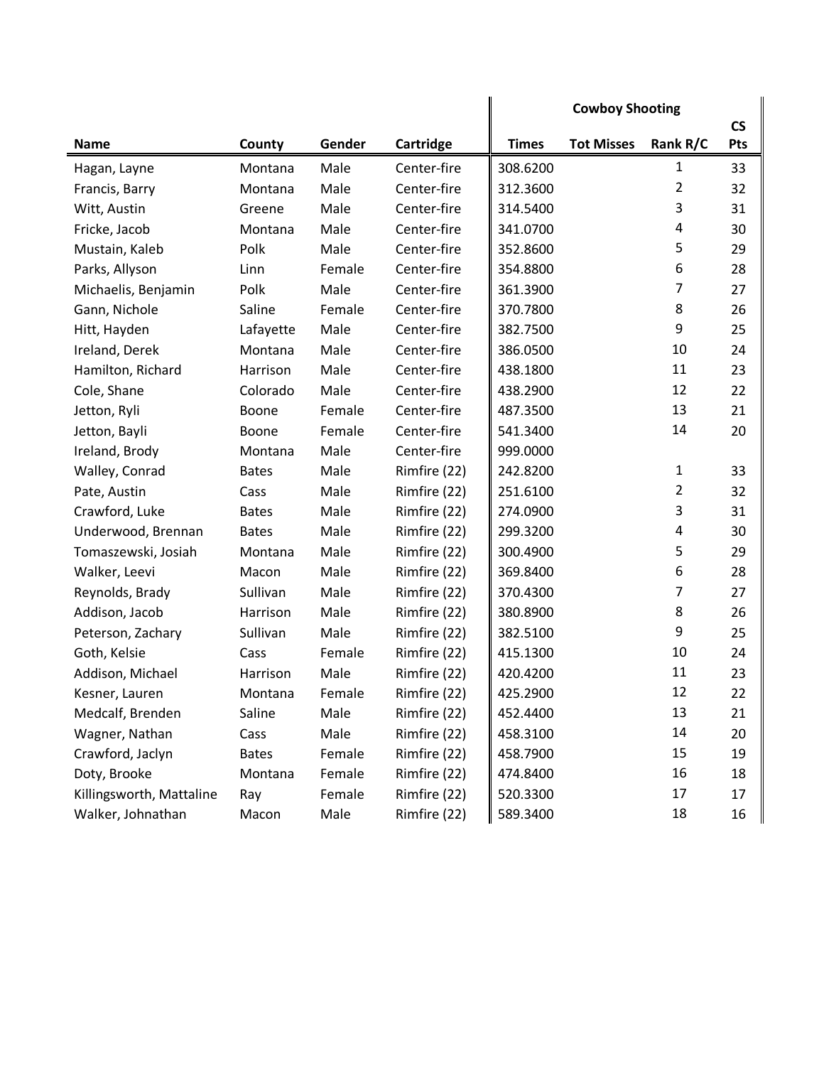| Name | County | Gender | Cartridge | Cowboy Shooting | | | |
|---|---|---|---|---|---|---|---|
| | | | | Times | Tot Misses | Rank R/C | CS Pts |
| Hagan, Layne | Montana | Male | Center-fire | 308.6200 | | 1 | 33 |
| Francis, Barry | Montana | Male | Center-fire | 312.3600 | | 2 | 32 |
| Witt, Austin | Greene | Male | Center-fire | 314.5400 | | 3 | 31 |
| Fricke, Jacob | Montana | Male | Center-fire | 341.0700 | | 4 | 30 |
| Mustain, Kaleb | Polk | Male | Center-fire | 352.8600 | | 5 | 29 |
| Parks, Allyson | Linn | Female | Center-fire | 354.8800 | | 6 | 28 |
| Michaelis, Benjamin | Polk | Male | Center-fire | 361.3900 | | 7 | 27 |
| Gann, Nichole | Saline | Female | Center-fire | 370.7800 | | 8 | 26 |
| Hitt, Hayden | Lafayette | Male | Center-fire | 382.7500 | | 9 | 25 |
| Ireland, Derek | Montana | Male | Center-fire | 386.0500 | | 10 | 24 |
| Hamilton, Richard | Harrison | Male | Center-fire | 438.1800 | | 11 | 23 |
| Cole, Shane | Colorado | Male | Center-fire | 438.2900 | | 12 | 22 |
| Jetton, Ryli | Boone | Female | Center-fire | 487.3500 | | 13 | 21 |
| Jetton, Bayli | Boone | Female | Center-fire | 541.3400 | | 14 | 20 |
| Ireland, Brody | Montana | Male | Center-fire | 999.0000 | | | |
| Walley, Conrad | Bates | Male | Rimfire (22) | 242.8200 | | 1 | 33 |
| Pate, Austin | Cass | Male | Rimfire (22) | 251.6100 | | 2 | 32 |
| Crawford, Luke | Bates | Male | Rimfire (22) | 274.0900 | | 3 | 31 |
| Underwood, Brennan | Bates | Male | Rimfire (22) | 299.3200 | | 4 | 30 |
| Tomaszewski, Josiah | Montana | Male | Rimfire (22) | 300.4900 | | 5 | 29 |
| Walker, Leevi | Macon | Male | Rimfire (22) | 369.8400 | | 6 | 28 |
| Reynolds, Brady | Sullivan | Male | Rimfire (22) | 370.4300 | | 7 | 27 |
| Addison, Jacob | Harrison | Male | Rimfire (22) | 380.8900 | | 8 | 26 |
| Peterson, Zachary | Sullivan | Male | Rimfire (22) | 382.5100 | | 9 | 25 |
| Goth, Kelsie | Cass | Female | Rimfire (22) | 415.1300 | | 10 | 24 |
| Addison, Michael | Harrison | Male | Rimfire (22) | 420.4200 | | 11 | 23 |
| Kesner, Lauren | Montana | Female | Rimfire (22) | 425.2900 | | 12 | 22 |
| Medcalf, Brenden | Saline | Male | Rimfire (22) | 452.4400 | | 13 | 21 |
| Wagner, Nathan | Cass | Male | Rimfire (22) | 458.3100 | | 14 | 20 |
| Crawford, Jaclyn | Bates | Female | Rimfire (22) | 458.7900 | | 15 | 19 |
| Doty, Brooke | Montana | Female | Rimfire (22) | 474.8400 | | 16 | 18 |
| Killingsworth, Mattaline | Ray | Female | Rimfire (22) | 520.3300 | | 17 | 17 |
| Walker, Johnathan | Macon | Male | Rimfire (22) | 589.3400 | | 18 | 16 |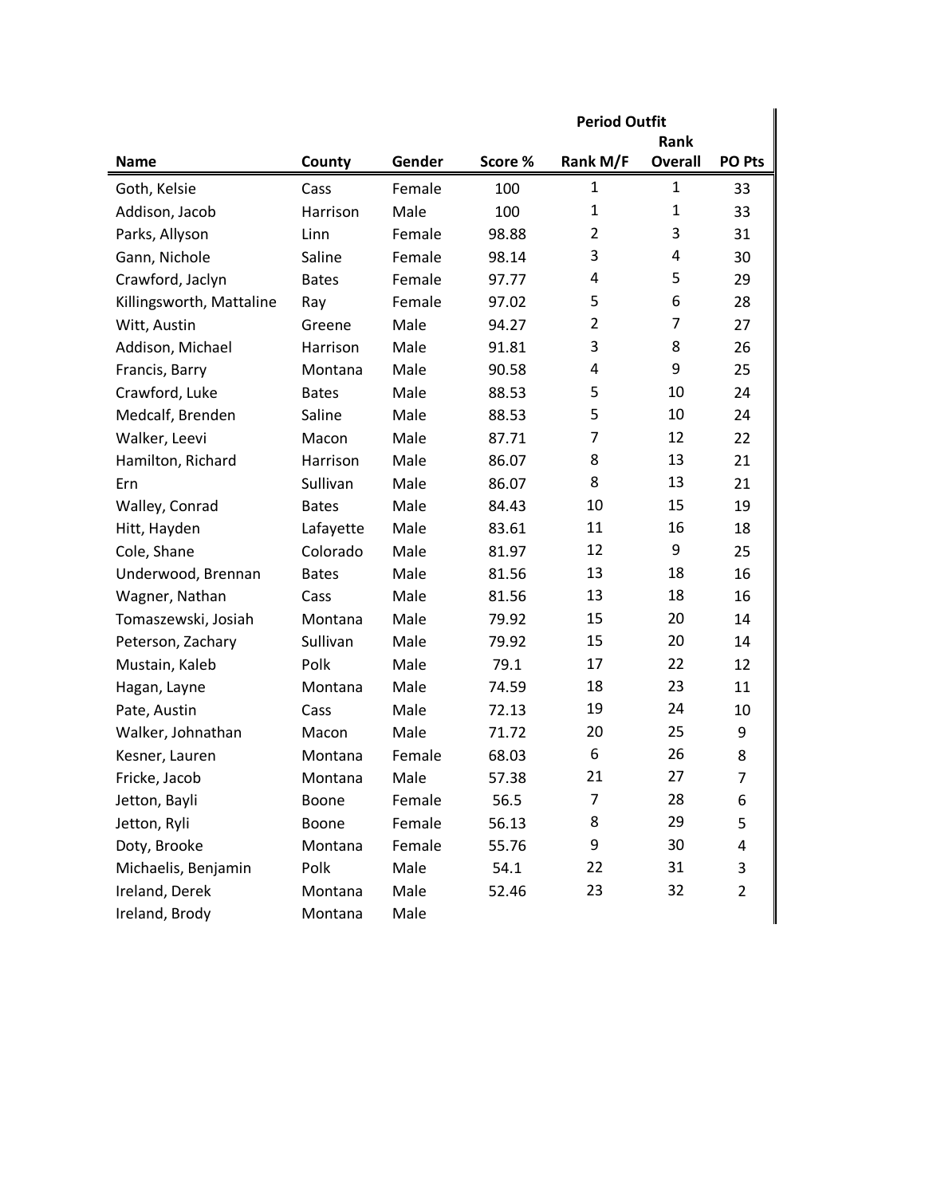| Name | County | Gender | Period Outfit | | | |
|---|---|---|---|---|---|---|
| | | | Score % | Rank M/F | Rank Overall | PO Pts |
| Goth, Kelsie | Cass | Female | 100 | 1 | 1 | 33 |
| Addison, Jacob | Harrison | Male | 100 | 1 | 1 | 33 |
| Parks, Allyson | Linn | Female | 98.88 | 2 | 3 | 31 |
| Gann, Nichole | Saline | Female | 98.14 | 3 | 4 | 30 |
| Crawford, Jaclyn | Bates | Female | 97.77 | 4 | 5 | 29 |
| Killingsworth, Mattaline | Ray | Female | 97.02 | 5 | 6 | 28 |
| Witt, Austin | Greene | Male | 94.27 | 2 | 7 | 27 |
| Addison, Michael | Harrison | Male | 91.81 | 3 | 8 | 26 |
| Francis, Barry | Montana | Male | 90.58 | 4 | 9 | 25 |
| Crawford, Luke | Bates | Male | 88.53 | 5 | 10 | 24 |
| Medcalf, Brenden | Saline | Male | 88.53 | 5 | 10 | 24 |
| Walker, Leevi | Macon | Male | 87.71 | 7 | 12 | 22 |
| Hamilton, Richard | Harrison | Male | 86.07 | 8 | 13 | 21 |
| Ern | Sullivan | Male | 86.07 | 8 | 13 | 21 |
| Walley, Conrad | Bates | Male | 84.43 | 10 | 15 | 19 |
| Hitt, Hayden | Lafayette | Male | 83.61 | 11 | 16 | 18 |
| Cole, Shane | Colorado | Male | 81.97 | 12 | 9 | 25 |
| Underwood, Brennan | Bates | Male | 81.56 | 13 | 18 | 16 |
| Wagner, Nathan | Cass | Male | 81.56 | 13 | 18 | 16 |
| Tomaszewski, Josiah | Montana | Male | 79.92 | 15 | 20 | 14 |
| Peterson, Zachary | Sullivan | Male | 79.92 | 15 | 20 | 14 |
| Mustain, Kaleb | Polk | Male | 79.1 | 17 | 22 | 12 |
| Hagan, Layne | Montana | Male | 74.59 | 18 | 23 | 11 |
| Pate, Austin | Cass | Male | 72.13 | 19 | 24 | 10 |
| Walker, Johnathan | Macon | Male | 71.72 | 20 | 25 | 9 |
| Kesner, Lauren | Montana | Female | 68.03 | 6 | 26 | 8 |
| Fricke, Jacob | Montana | Male | 57.38 | 21 | 27 | 7 |
| Jetton, Bayli | Boone | Female | 56.5 | 7 | 28 | 6 |
| Jetton, Ryli | Boone | Female | 56.13 | 8 | 29 | 5 |
| Doty, Brooke | Montana | Female | 55.76 | 9 | 30 | 4 |
| Michaelis, Benjamin | Polk | Male | 54.1 | 22 | 31 | 3 |
| Ireland, Derek | Montana | Male | 52.46 | 23 | 32 | 2 |
| Ireland, Brody | Montana | Male | | | | |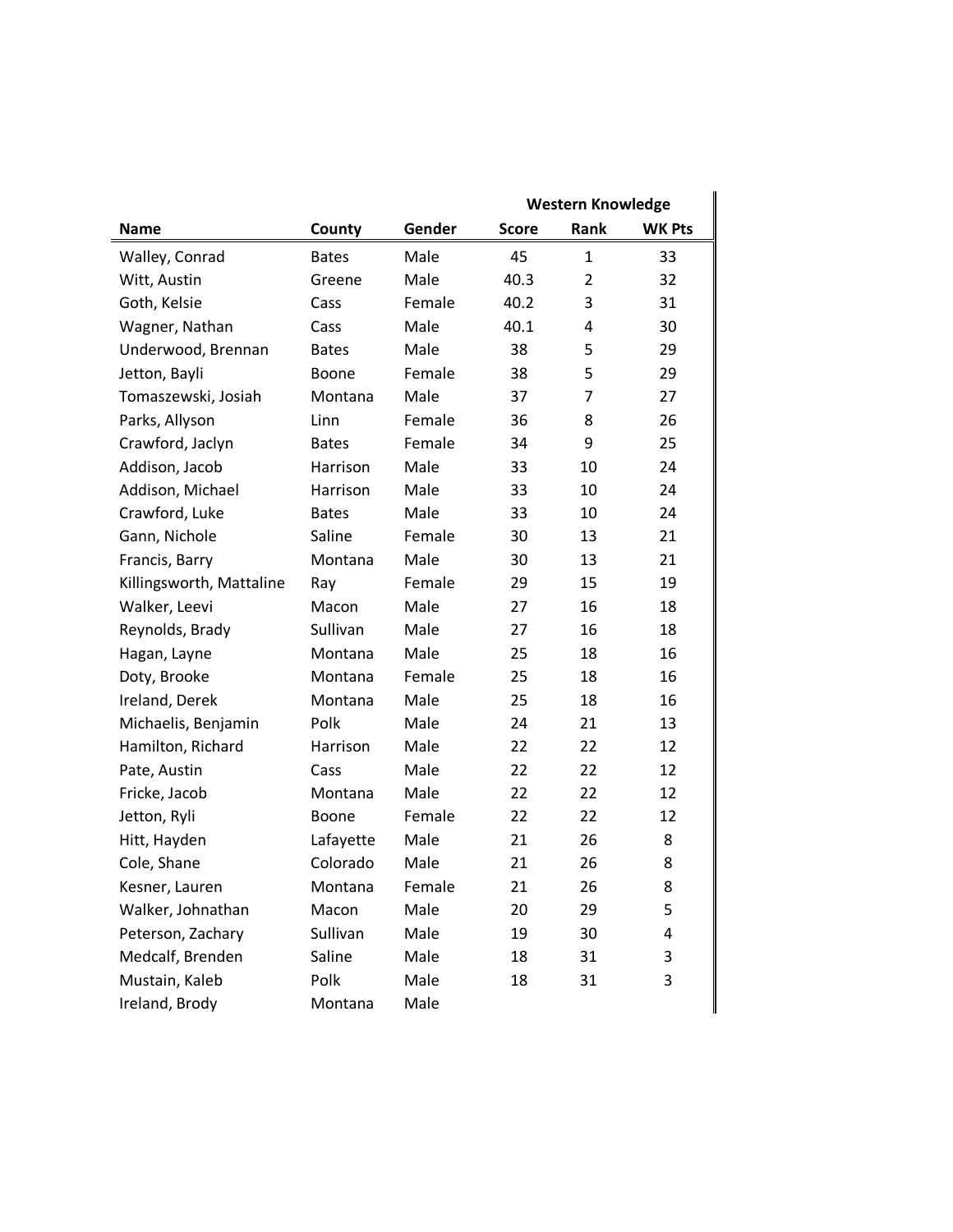| Name | County | Gender | Western Knowledge | | |
|---|---|---|---|---|---|
| | | | Score | Rank | WK Pts |
| Walley, Conrad | Bates | Male | 45 | 1 | 33 |
| Witt, Austin | Greene | Male | 40.3 | 2 | 32 |
| Goth, Kelsie | Cass | Female | 40.2 | 3 | 31 |
| Wagner, Nathan | Cass | Male | 40.1 | 4 | 30 |
| Underwood, Brennan | Bates | Male | 38 | 5 | 29 |
| Jetton, Bayli | Boone | Female | 38 | 5 | 29 |
| Tomaszewski, Josiah | Montana | Male | 37 | 7 | 27 |
| Parks, Allyson | Linn | Female | 36 | 8 | 26 |
| Crawford, Jaclyn | Bates | Female | 34 | 9 | 25 |
| Addison, Jacob | Harrison | Male | 33 | 10 | 24 |
| Addison, Michael | Harrison | Male | 33 | 10 | 24 |
| Crawford, Luke | Bates | Male | 33 | 10 | 24 |
| Gann, Nichole | Saline | Female | 30 | 13 | 21 |
| Francis, Barry | Montana | Male | 30 | 13 | 21 |
| Killingsworth, Mattaline | Ray | Female | 29 | 15 | 19 |
| Walker, Leevi | Macon | Male | 27 | 16 | 18 |
| Reynolds, Brady | Sullivan | Male | 27 | 16 | 18 |
| Hagan, Layne | Montana | Male | 25 | 18 | 16 |
| Doty, Brooke | Montana | Female | 25 | 18 | 16 |
| Ireland, Derek | Montana | Male | 25 | 18 | 16 |
| Michaelis, Benjamin | Polk | Male | 24 | 21 | 13 |
| Hamilton, Richard | Harrison | Male | 22 | 22 | 12 |
| Pate, Austin | Cass | Male | 22 | 22 | 12 |
| Fricke, Jacob | Montana | Male | 22 | 22 | 12 |
| Jetton, Ryli | Boone | Female | 22 | 22 | 12 |
| Hitt, Hayden | Lafayette | Male | 21 | 26 | 8 |
| Cole, Shane | Colorado | Male | 21 | 26 | 8 |
| Kesner, Lauren | Montana | Female | 21 | 26 | 8 |
| Walker, Johnathan | Macon | Male | 20 | 29 | 5 |
| Peterson, Zachary | Sullivan | Male | 19 | 30 | 4 |
| Medcalf, Brenden | Saline | Male | 18 | 31 | 3 |
| Mustain, Kaleb | Polk | Male | 18 | 31 | 3 |
| Ireland, Brody | Montana | Male | | | |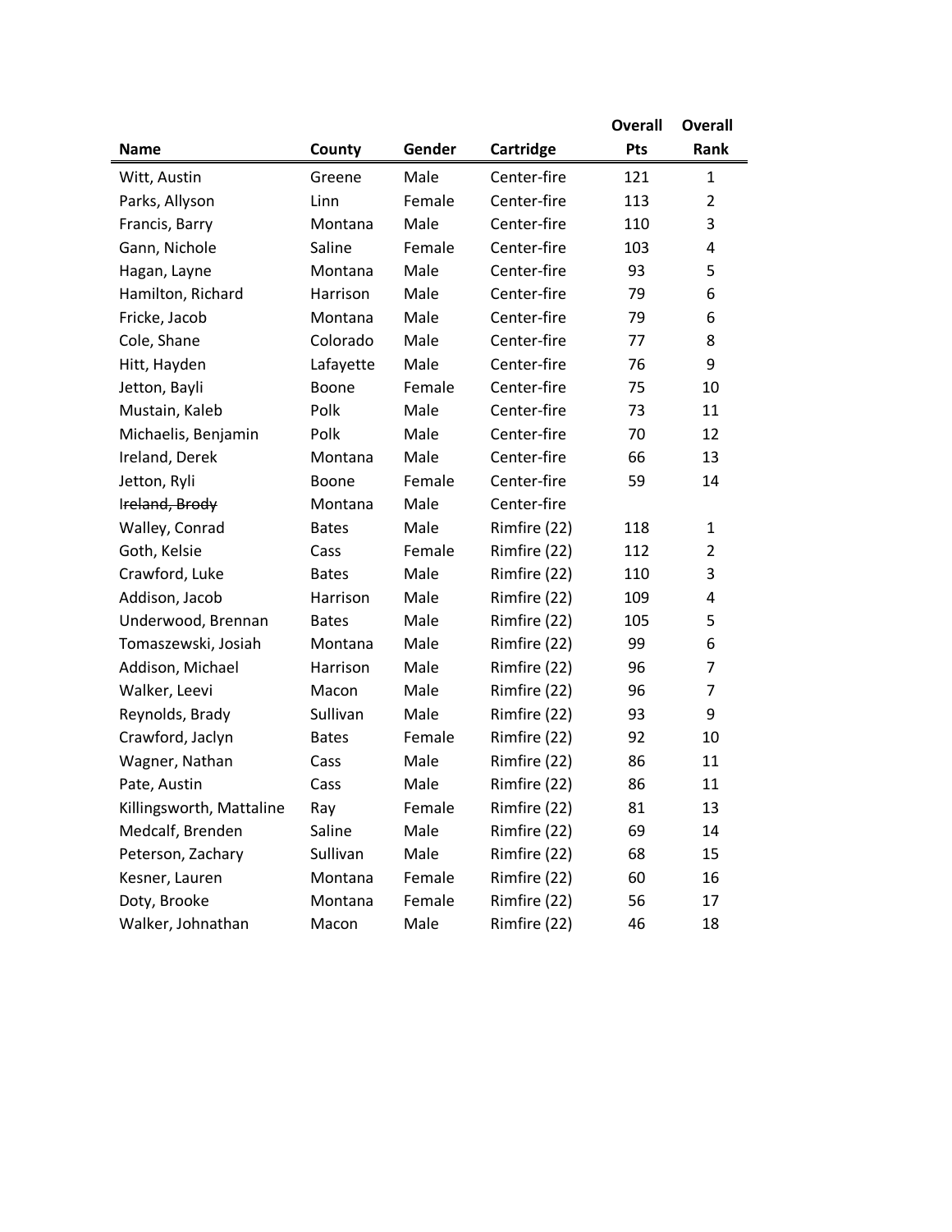| Name | County | Gender | Cartridge | Overall Pts | Overall Rank |
|---|---|---|---|---|---|
| Witt, Austin | Greene | Male | Center-fire | 121 | 1 |
| Parks, Allyson | Linn | Female | Center-fire | 113 | 2 |
| Francis, Barry | Montana | Male | Center-fire | 110 | 3 |
| Gann, Nichole | Saline | Female | Center-fire | 103 | 4 |
| Hagan, Layne | Montana | Male | Center-fire | 93 | 5 |
| Hamilton, Richard | Harrison | Male | Center-fire | 79 | 6 |
| Fricke, Jacob | Montana | Male | Center-fire | 79 | 6 |
| Cole, Shane | Colorado | Male | Center-fire | 77 | 8 |
| Hitt, Hayden | Lafayette | Male | Center-fire | 76 | 9 |
| Jetton, Bayli | Boone | Female | Center-fire | 75 | 10 |
| Mustain, Kaleb | Polk | Male | Center-fire | 73 | 11 |
| Michaelis, Benjamin | Polk | Male | Center-fire | 70 | 12 |
| Ireland, Derek | Montana | Male | Center-fire | 66 | 13 |
| Jetton, Ryli | Boone | Female | Center-fire | 59 | 14 |
| ~~Ireland, Brody~~ | Montana | Male | Center-fire | | |
| Walley, Conrad | Bates | Male | Rimfire (22) | 118 | 1 |
| Goth, Kelsie | Cass | Female | Rimfire (22) | 112 | 2 |
| Crawford, Luke | Bates | Male | Rimfire (22) | 110 | 3 |
| Addison, Jacob | Harrison | Male | Rimfire (22) | 109 | 4 |
| Underwood, Brennan | Bates | Male | Rimfire (22) | 105 | 5 |
| Tomaszewski, Josiah | Montana | Male | Rimfire (22) | 99 | 6 |
| Addison, Michael | Harrison | Male | Rimfire (22) | 96 | 7 |
| Walker, Leevi | Macon | Male | Rimfire (22) | 96 | 7 |
| Reynolds, Brady | Sullivan | Male | Rimfire (22) | 93 | 9 |
| Crawford, Jaclyn | Bates | Female | Rimfire (22) | 92 | 10 |
| Wagner, Nathan | Cass | Male | Rimfire (22) | 86 | 11 |
| Pate, Austin | Cass | Male | Rimfire (22) | 86 | 11 |
| Killingsworth, Mattaline | Ray | Female | Rimfire (22) | 81 | 13 |
| Medcalf, Brenden | Saline | Male | Rimfire (22) | 69 | 14 |
| Peterson, Zachary | Sullivan | Male | Rimfire (22) | 68 | 15 |
| Kesner, Lauren | Montana | Female | Rimfire (22) | 60 | 16 |
| Doty, Brooke | Montana | Female | Rimfire (22) | 56 | 17 |
| Walker, Johnathan | Macon | Male | Rimfire (22) | 46 | 18 |